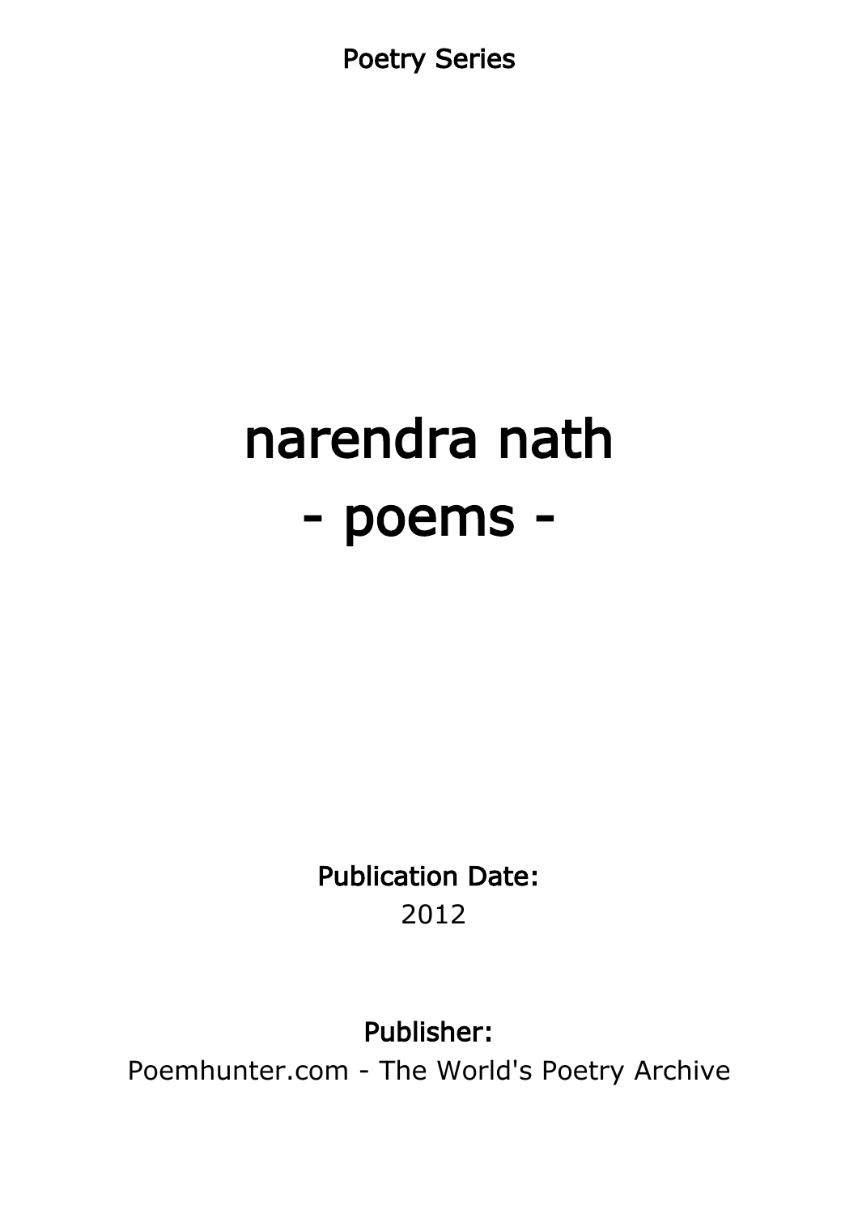Poetry Series

# narendra nath
# - poems -

**Publication Date:**
2012

**Publisher:**
Poemhunter.com - The World's Poetry Archive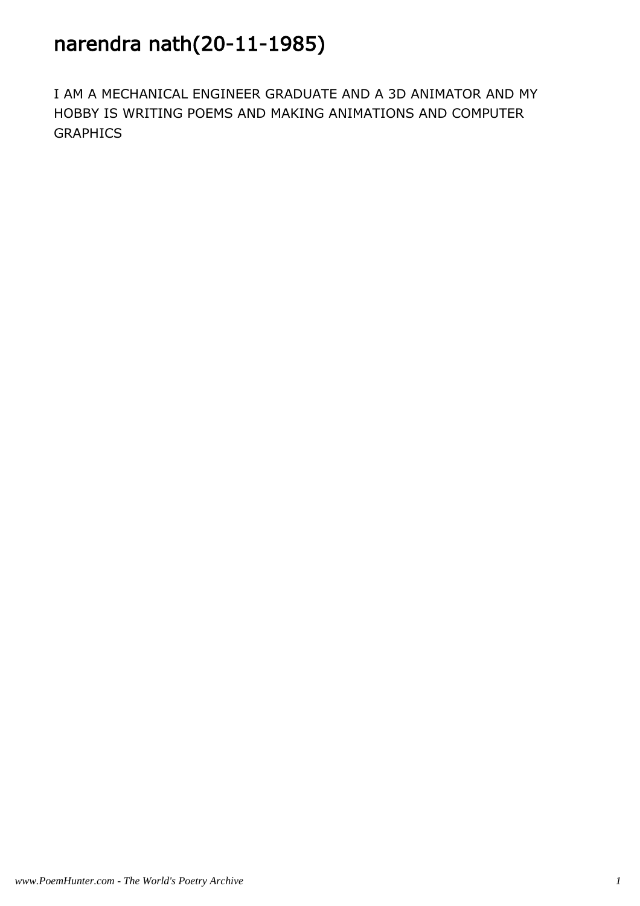# narendra nath(20-11-1985)

I AM A MECHANICAL ENGINEER GRADUATE AND A 3D ANIMATOR AND MY HOBBY IS WRITING POEMS AND MAKING ANIMATIONS AND COMPUTER GRAPHICS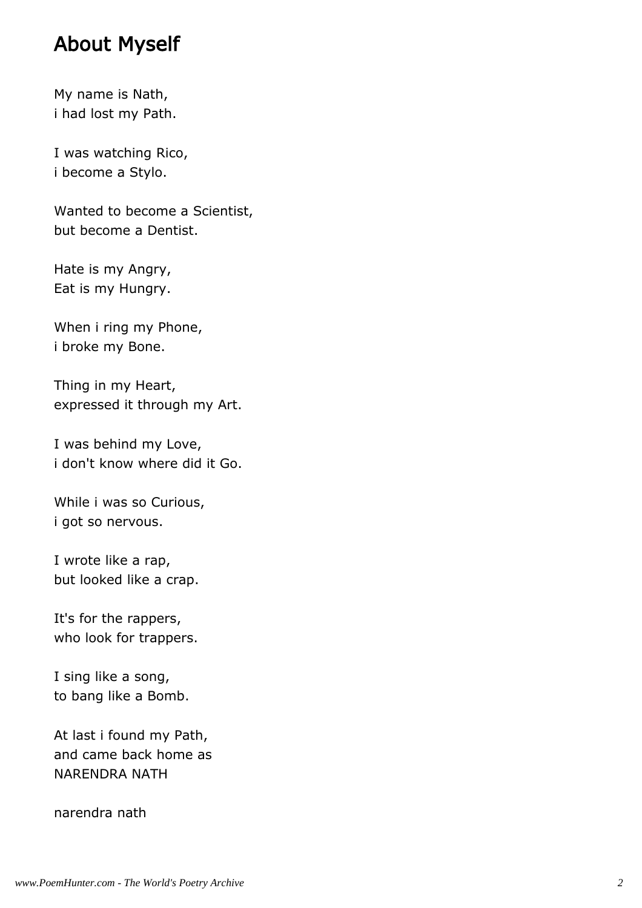## About Myself

My name is Nath,  
i had lost my Path.

I was watching Rico,  
i become a Stylo.

Wanted to become a Scientist,  
but become a Dentist.

Hate is my Angry,  
Eat is my Hungry.

When i ring my Phone,  
i broke my Bone.

Thing in my Heart,  
expressed it through my Art.

I was behind my Love,  
i don't know where did it Go.

While i was so Curious,  
i got so nervous.

I wrote like a rap,  
but looked like a crap.

It's for the rappers,  
who look for trappers.

I sing like a song,  
to bang like a Bomb.

At last i found my Path,  
and came back home as  
NARENDRA NATH

narendra nath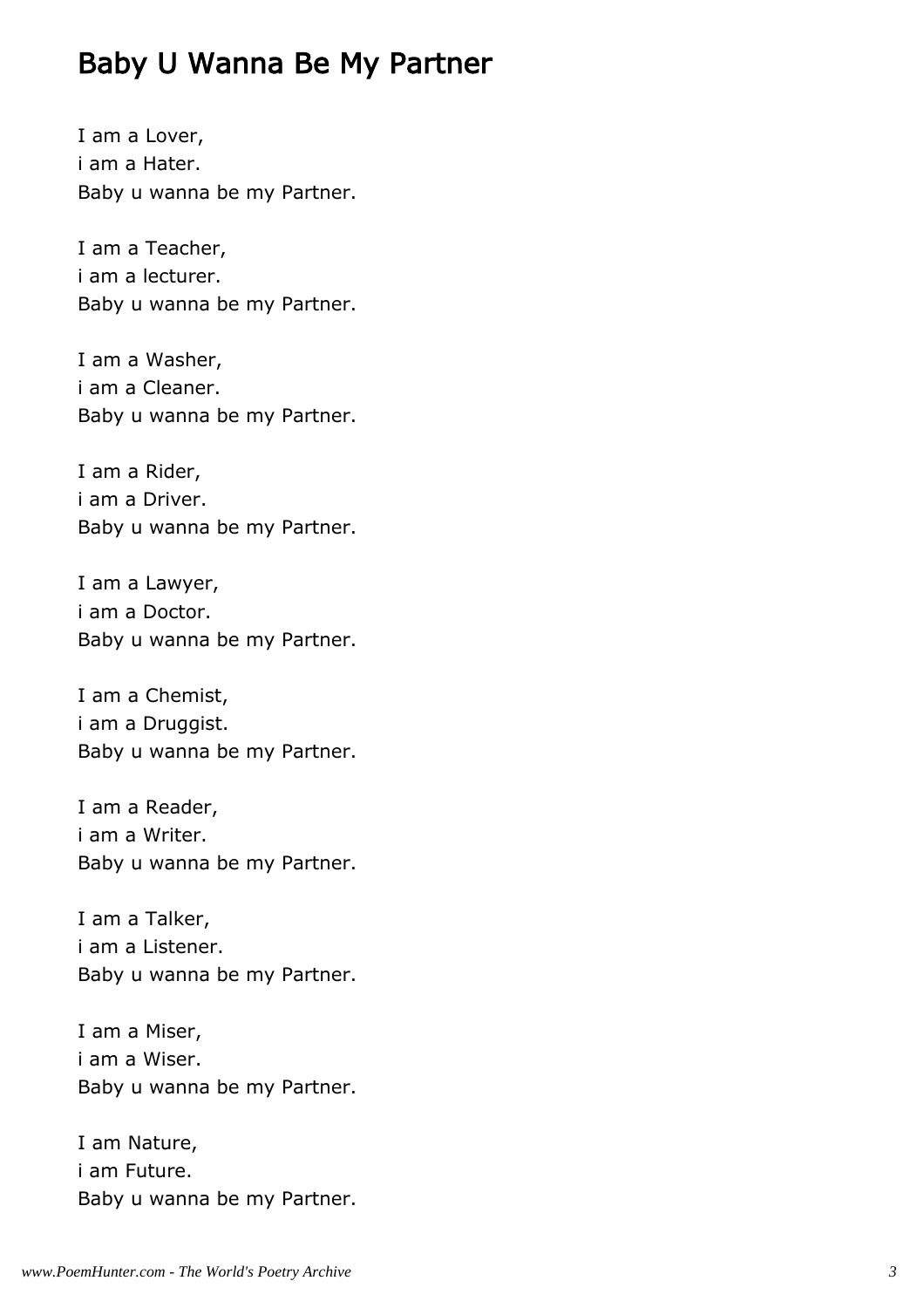# Baby U Wanna Be My Partner

I am a Lover,  
i am a Hater.  
Baby u wanna be my Partner.

I am a Teacher,  
i am a lecturer.  
Baby u wanna be my Partner.

I am a Washer,  
i am a Cleaner.  
Baby u wanna be my Partner.

I am a Rider,  
i am a Driver.  
Baby u wanna be my Partner.

I am a Lawyer,  
i am a Doctor.  
Baby u wanna be my Partner.

I am a Chemist,  
i am a Druggist.  
Baby u wanna be my Partner.

I am a Reader,  
i am a Writer.  
Baby u wanna be my Partner.

I am a Talker,  
i am a Listener.  
Baby u wanna be my Partner.

I am a Miser,  
i am a Wiser.  
Baby u wanna be my Partner.

I am Nature,  
i am Future.  
Baby u wanna be my Partner.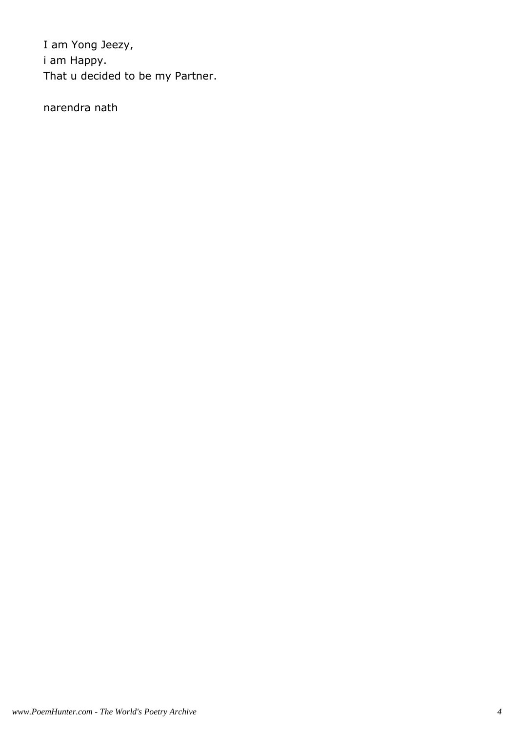I am Yong Jeezy,  
i am Happy.  
That u decided to be my Partner.

narendra nath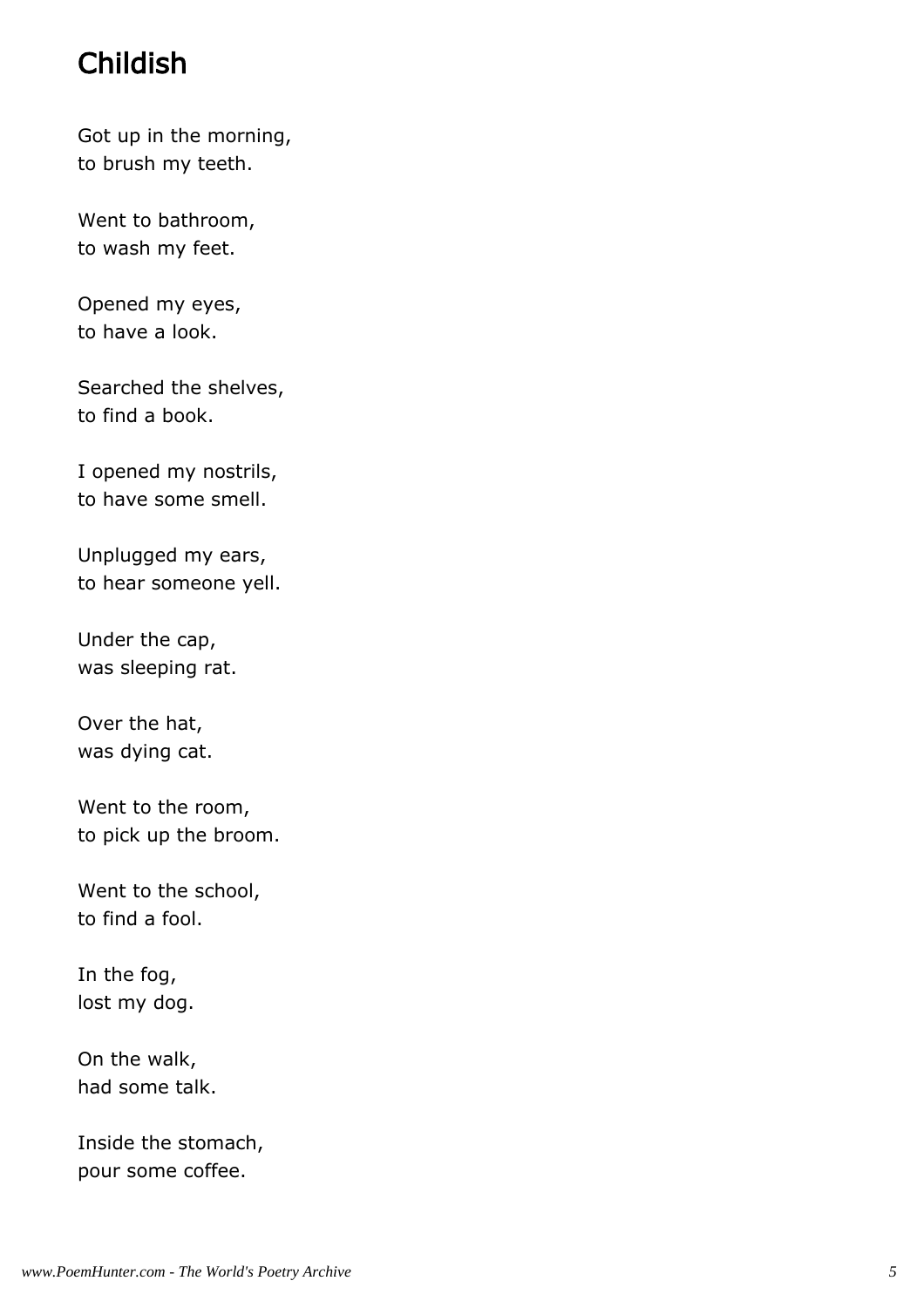## Childish

Got up in the morning,
to brush my teeth.

Went to bathroom,
to wash my feet.

Opened my eyes,
to have a look.

Searched the shelves,
to find a book.

I opened my nostrils,
to have some smell.

Unplugged my ears,
to hear someone yell.

Under the cap,
was sleeping rat.

Over the hat,
was dying cat.

Went to the room,
to pick up the broom.

Went to the school,
to find a fool.

In the fog,
lost my dog.

On the walk,
had some talk.

Inside the stomach,
pour some coffee.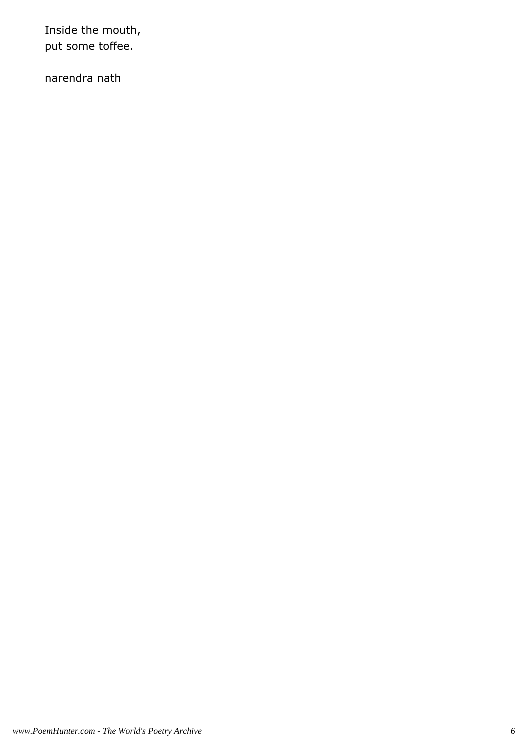Inside the mouth,
put some toffee.

narendra nath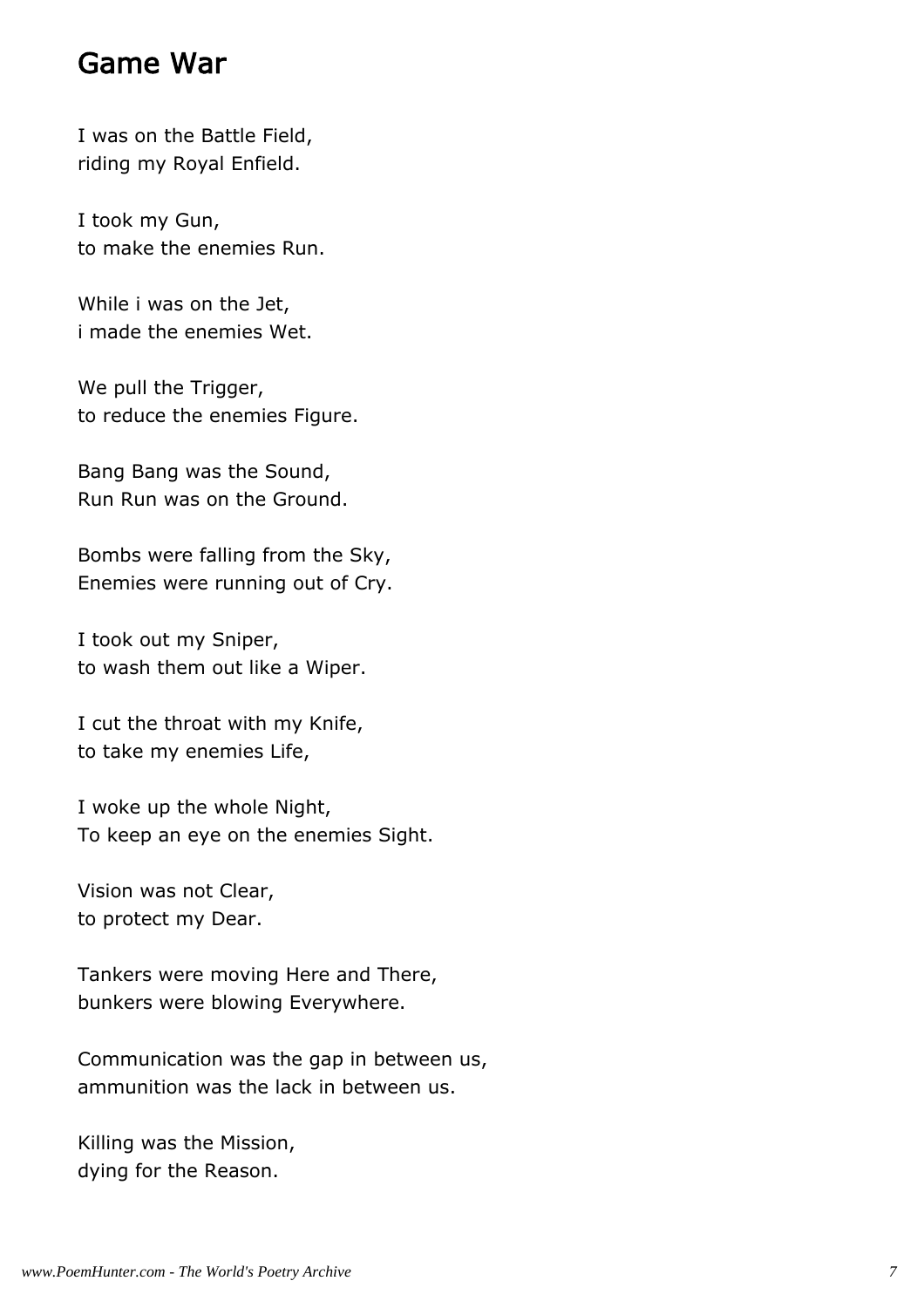## Game War

I was on the Battle Field,
riding my Royal Enfield.

I took my Gun,
to make the enemies Run.

While i was on the Jet,
i made the enemies Wet.

We pull the Trigger,
to reduce the enemies Figure.

Bang Bang was the Sound,
Run Run was on the Ground.

Bombs were falling from the Sky,
Enemies were running out of Cry.

I took out my Sniper,
to wash them out like a Wiper.

I cut the throat with my Knife,
to take my enemies Life,

I woke up the whole Night,
To keep an eye on the enemies Sight.

Vision was not Clear,
to protect my Dear.

Tankers were moving Here and There,
bunkers were blowing Everywhere.

Communication was the gap in between us,
ammunition was the lack in between us.

Killing was the Mission,
dying for the Reason.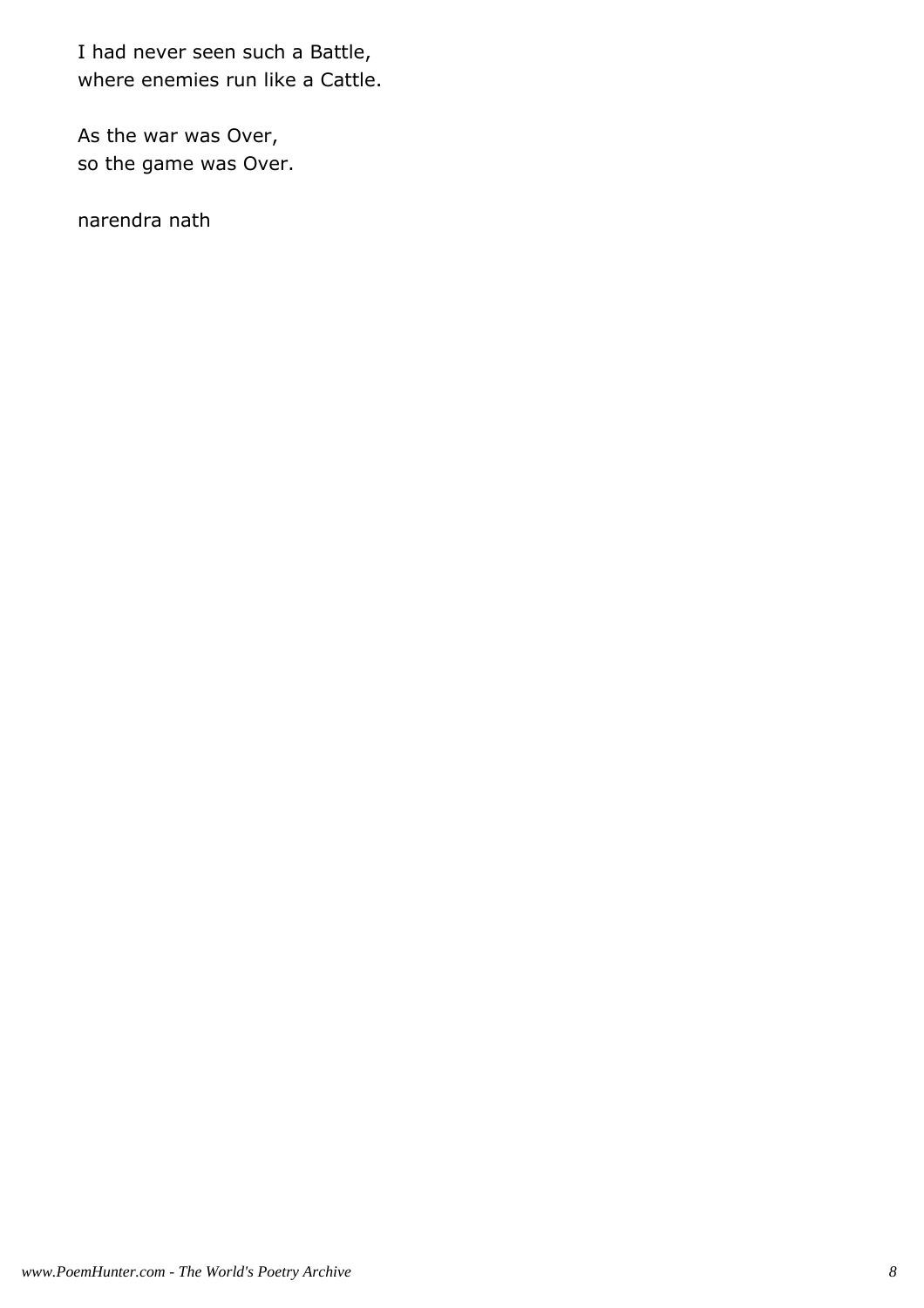I had never seen such a Battle,  
where enemies run like a Cattle.

As the war was Over,  
so the game was Over.

narendra nath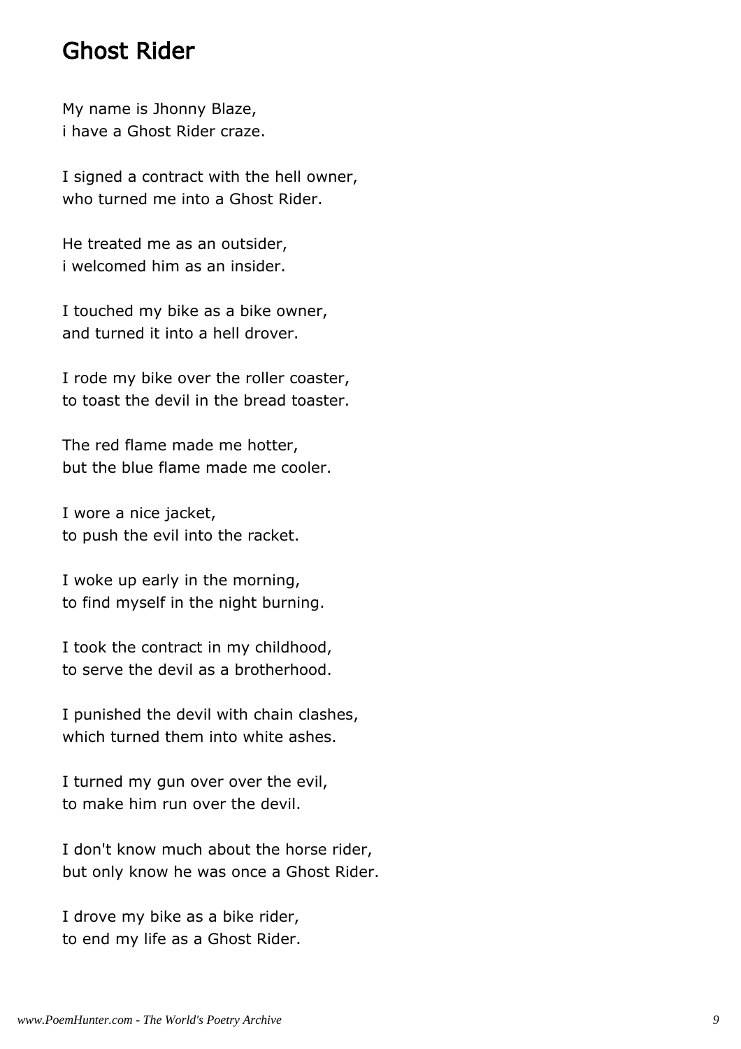## Ghost Rider

My name is Jhonny Blaze,  
i have a Ghost Rider craze.

I signed a contract with the hell owner,  
who turned me into a Ghost Rider.

He treated me as an outsider,  
i welcomed him as an insider.

I touched my bike as a bike owner,  
and turned it into a hell drover.

I rode my bike over the roller coaster,  
to toast the devil in the bread toaster.

The red flame made me hotter,  
but the blue flame made me cooler.

I wore a nice jacket,  
to push the evil into the racket.

I woke up early in the morning,  
to find myself in the night burning.

I took the contract in my childhood,  
to serve the devil as a brotherhood.

I punished the devil with chain clashes,  
which turned them into white ashes.

I turned my gun over over the evil,  
to make him run over the devil.

I don't know much about the horse rider,  
but only know he was once a Ghost Rider.

I drove my bike as a bike rider,  
to end my life as a Ghost Rider.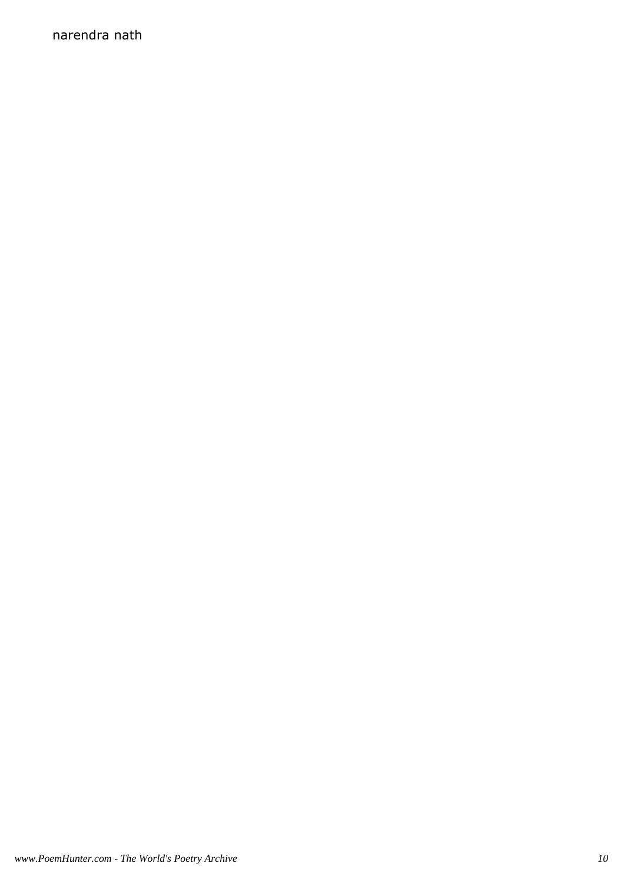narendra nath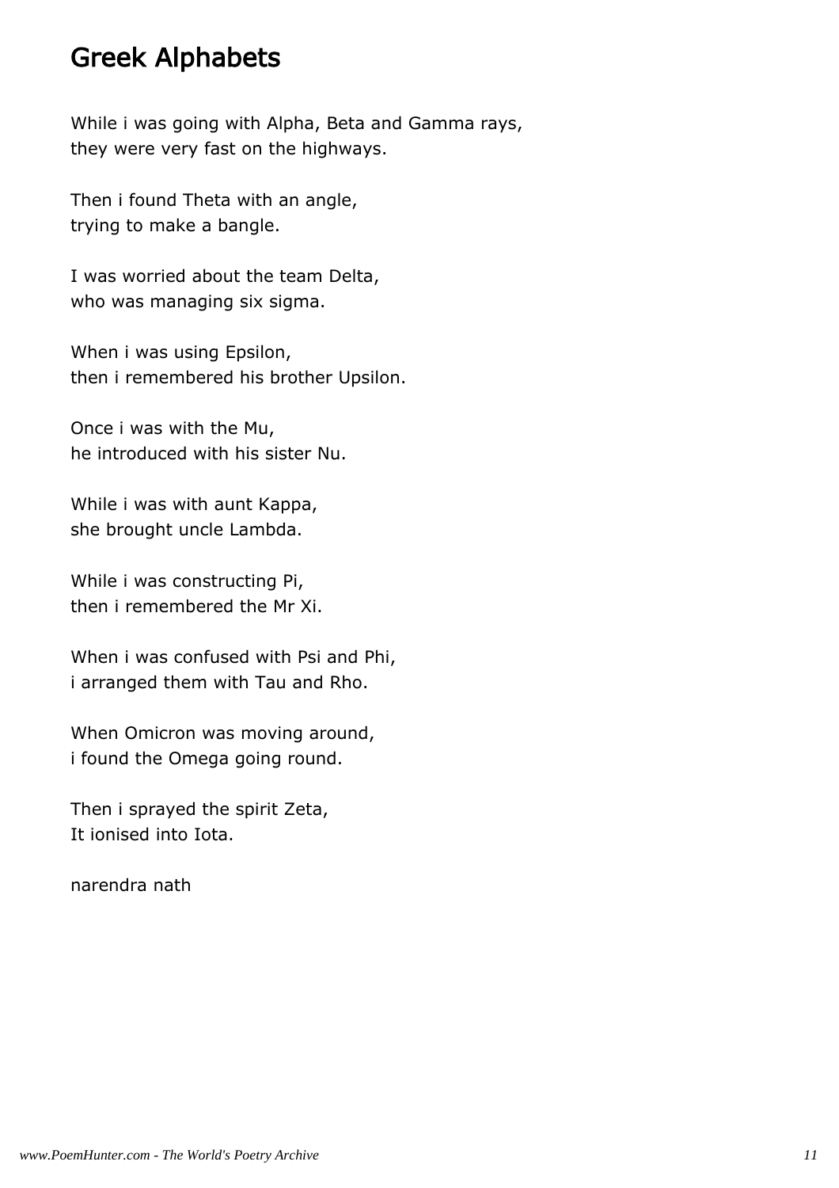# Greek Alphabets

While i was going with Alpha, Beta and Gamma rays,
they were very fast on the highways.

Then i found Theta with an angle,
trying to make a bangle.

I was worried about the team Delta,
who was managing six sigma.

When i was using Epsilon,
then i remembered his brother Upsilon.

Once i was with the Mu,
he introduced with his sister Nu.

While i was with aunt Kappa,
she brought uncle Lambda.

While i was constructing Pi,
then i remembered the Mr Xi.

When i was confused with Psi and Phi,
i arranged them with Tau and Rho.

When Omicron was moving around,
i found the Omega going round.

Then i sprayed the spirit Zeta,
It ionised into Iota.

narendra nath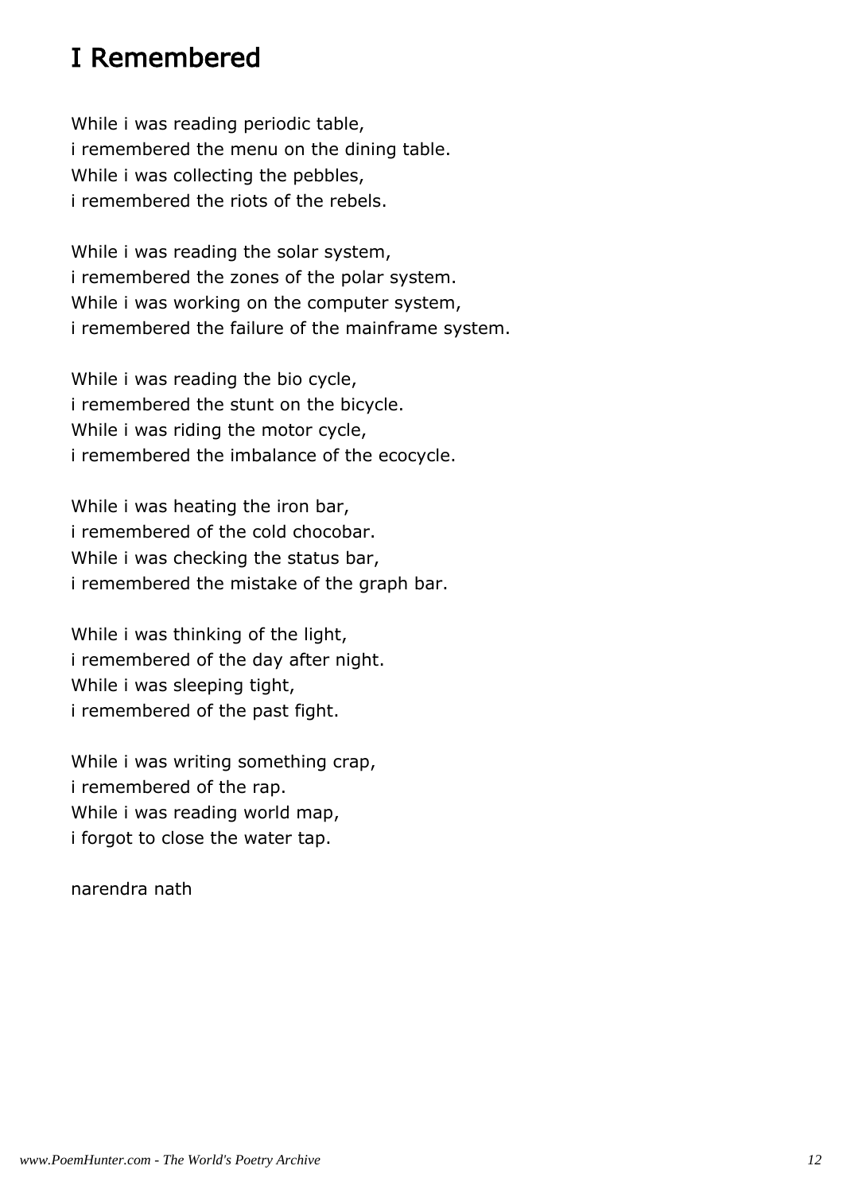# I Remembered

While i was reading periodic table,
i remembered the menu on the dining table.
While i was collecting the pebbles,
i remembered the riots of the rebels.

While i was reading the solar system,
i remembered the zones of the polar system.
While i was working on the computer system,
i remembered the failure of the mainframe system.

While i was reading the bio cycle,
i remembered the stunt on the bicycle.
While i was riding the motor cycle,
i remembered the imbalance of the ecocycle.

While i was heating the iron bar,
i remembered of the cold chocobar.
While i was checking the status bar,
i remembered the mistake of the graph bar.

While i was thinking of the light,
i remembered of the day after night.
While i was sleeping tight,
i remembered of the past fight.

While i was writing something crap,
i remembered of the rap.
While i was reading world map,
i forgot to close the water tap.

narendra nath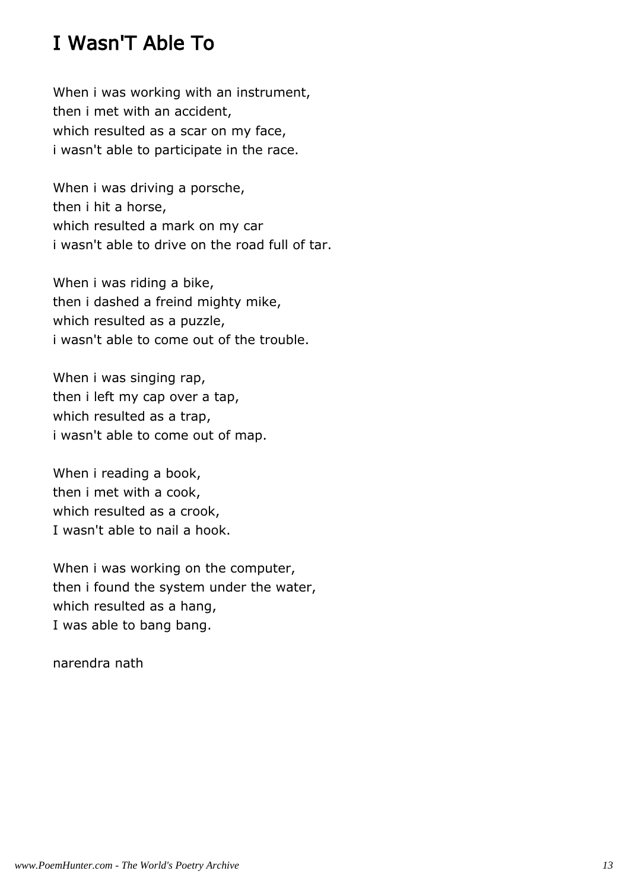# I Wasn'T Able To

When i was working with an instrument,
then i met with an accident,
which resulted as a scar on my face,
i wasn't able to participate in the race.

When i was driving a porsche,
then i hit a horse,
which resulted a mark on my car
i wasn't able to drive on the road full of tar.

When i was riding a bike,
then i dashed a freind mighty mike,
which resulted as a puzzle,
i wasn't able to come out of the trouble.

When i was singing rap,
then i left my cap over a tap,
which resulted as a trap,
i wasn't able to come out of map.

When i reading a book,
then i met with a cook,
which resulted as a crook,
I wasn't able to nail a hook.

When i was working on the computer,
then i found the system under the water,
which resulted as a hang,
I was able to bang bang.

narendra nath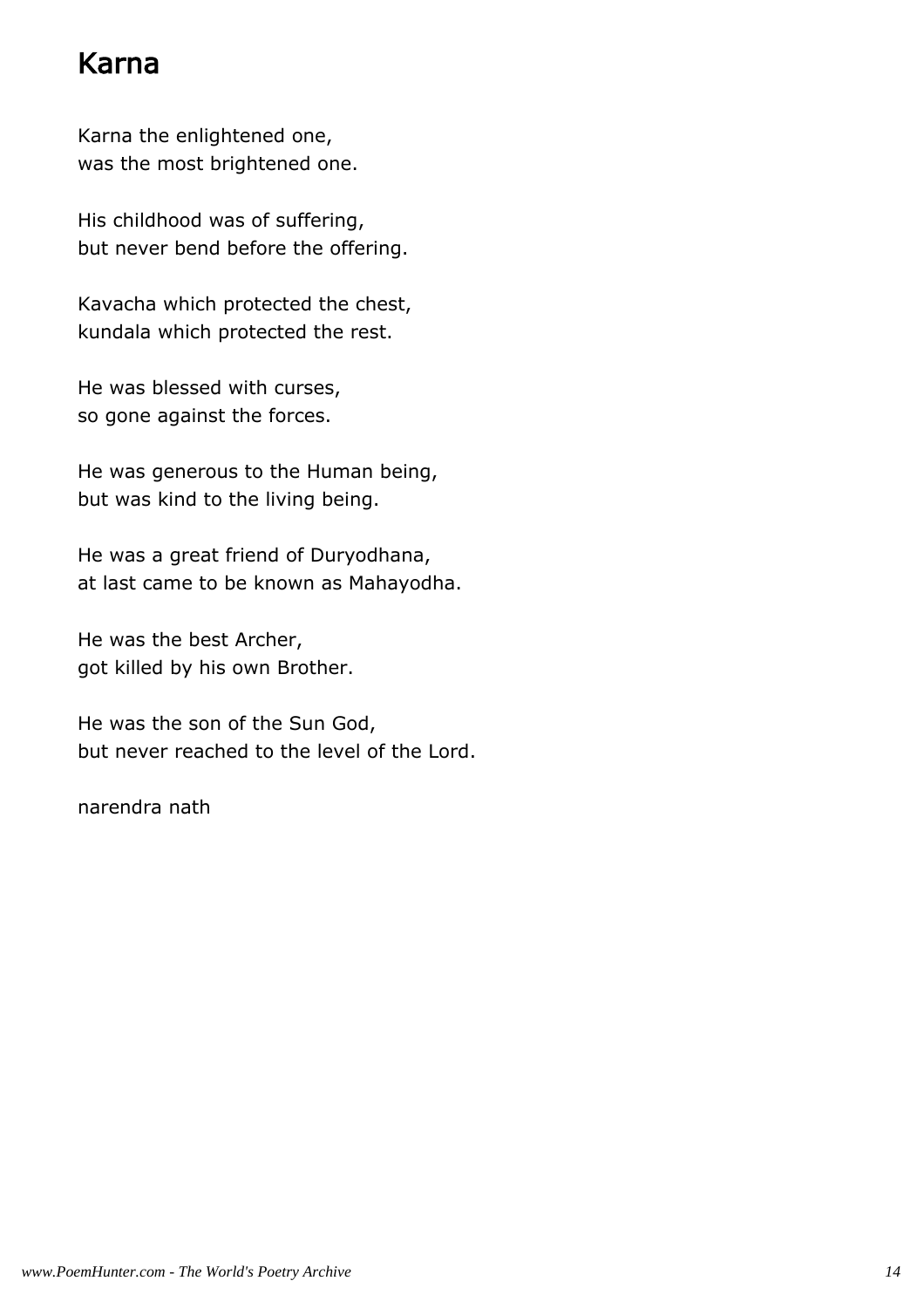# Karna

Karna the enlightened one,
was the most brightened one.

His childhood was of suffering,
but never bend before the offering.

Kavacha which protected the chest,
kundala which protected the rest.

He was blessed with curses,
so gone against the forces.

He was generous to the Human being,
but was kind to the living being.

He was a great friend of Duryodhana,
at last came to be known as Mahayodha.

He was the best Archer,
got killed by his own Brother.

He was the son of the Sun God,
but never reached to the level of the Lord.

narendra nath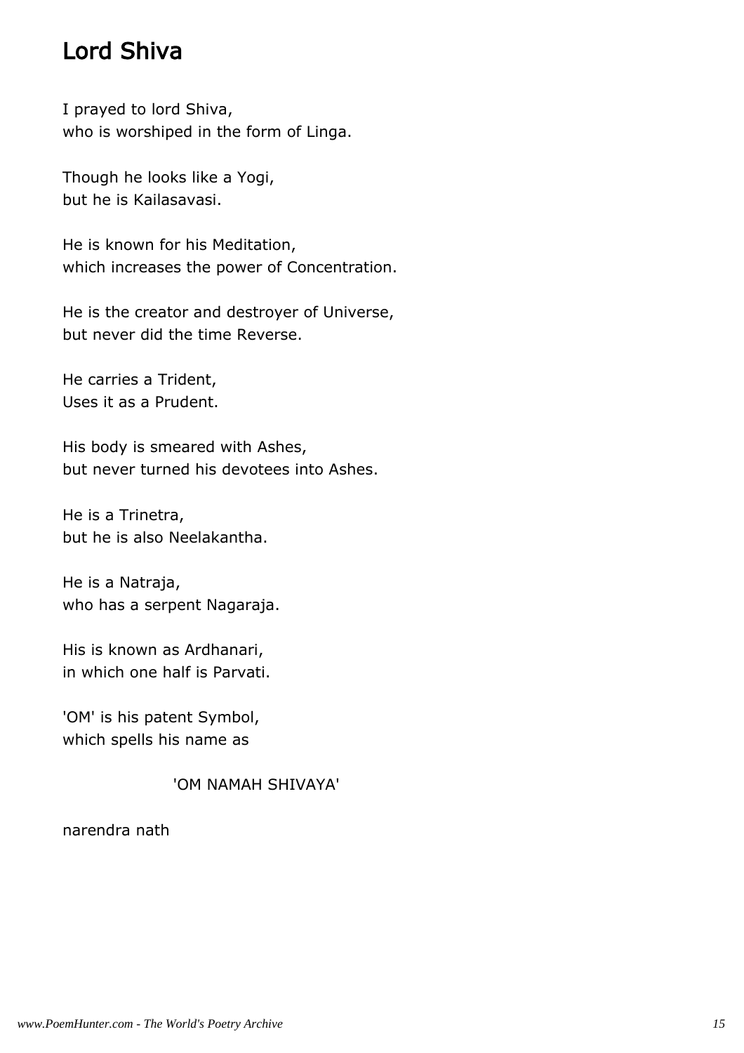# Lord Shiva

I prayed to lord Shiva,
who is worshiped in the form of Linga.

Though he looks like a Yogi,
but he is Kailasavasi.

He is known for his Meditation,
which increases the power of Concentration.

He is the creator and destroyer of Universe,
but never did the time Reverse.

He carries a Trident,
Uses it as a Prudent.

His body is smeared with Ashes,
but never turned his devotees into Ashes.

He is a Trinetra,
but he is also Neelakantha.

He is a Natraja,
who has a serpent Nagaraja.

His is known as Ardhanari,
in which one half is Parvati.

'OM' is his patent Symbol,
which spells his name as

'OM NAMAH SHIVAYA'

narendra nath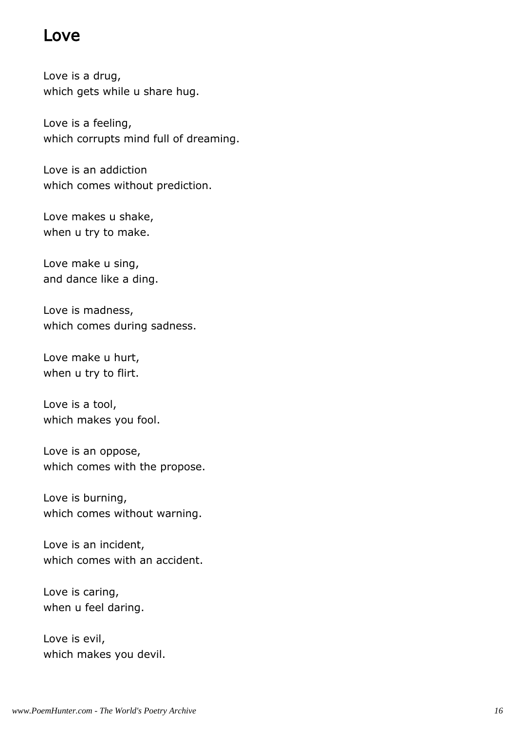# Love

Love is a drug,
which gets while u share hug.

Love is a feeling,
which corrupts mind full of dreaming.

Love is an addiction
which comes without prediction.

Love makes u shake,
when u try to make.

Love make u sing,
and dance like a ding.

Love is madness,
which comes during sadness.

Love make u hurt,
when u try to flirt.

Love is a tool,
which makes you fool.

Love is an oppose,
which comes with the propose.

Love is burning,
which comes without warning.

Love is an incident,
which comes with an accident.

Love is caring,
when u feel daring.

Love is evil,
which makes you devil.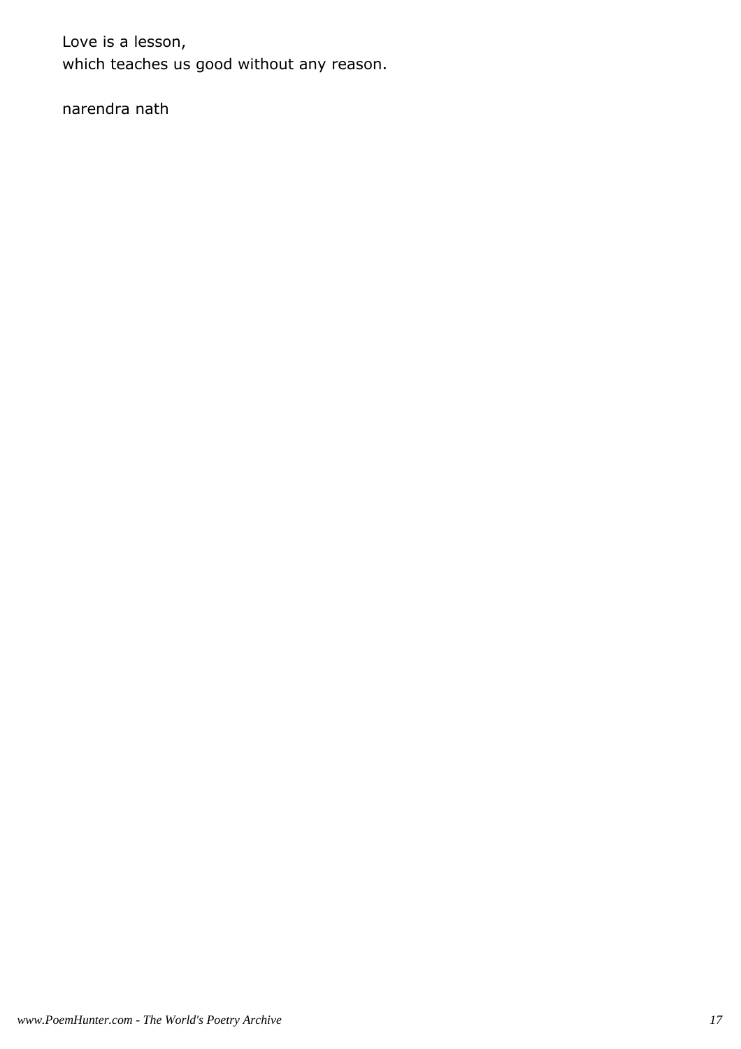Love is a lesson,
which teaches us good without any reason.

narendra nath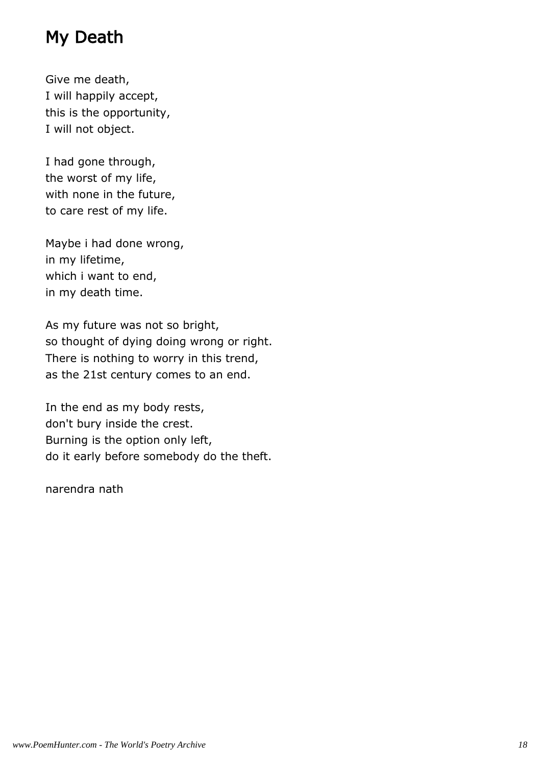## My Death

Give me death,  
I will happily accept,  
this is the opportunity,  
I will not object.

I had gone through,  
the worst of my life,  
with none in the future,  
to care rest of my life.

Maybe i had done wrong,  
in my lifetime,  
which i want to end,  
in my death time.

As my future was not so bright,  
so thought of dying doing wrong or right.  
There is nothing to worry in this trend,  
as the 21st century comes to an end.

In the end as my body rests,  
don't bury inside the crest.  
Burning is the option only left,  
do it early before somebody do the theft.

narendra nath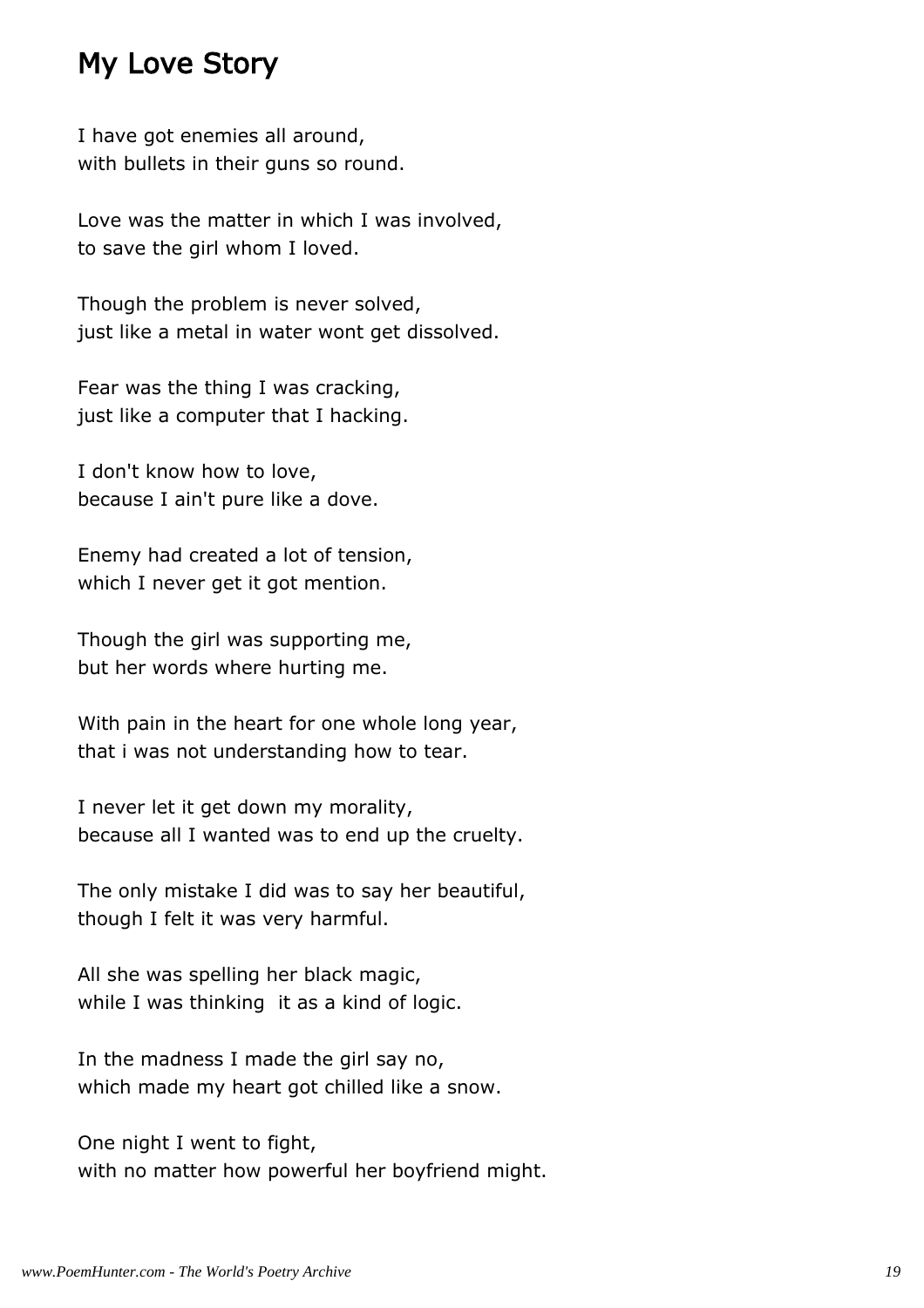## My Love Story

I have got enemies all around,
with bullets in their guns so round.

Love was the matter in which I was involved,
to save the girl whom I loved.

Though the problem is never solved,
just like a metal in water wont get dissolved.

Fear was the thing I was cracking,
just like a computer that I hacking.

I don't know how to love,
because I ain't pure like a dove.

Enemy had created a lot of tension,
which I never get it got mention.

Though the girl was supporting me,
but her words where hurting me.

With pain in the heart for one whole long year,
that i was not understanding how to tear.

I never let it get down my morality,
because all I wanted was to end up the cruelty.

The only mistake I did was to say her beautiful,
though I felt it was very harmful.

All she was spelling her black magic,
while I was thinking  it as a kind of logic.

In the madness I made the girl say no,
which made my heart got chilled like a snow.

One night I went to fight,
with no matter how powerful her boyfriend might.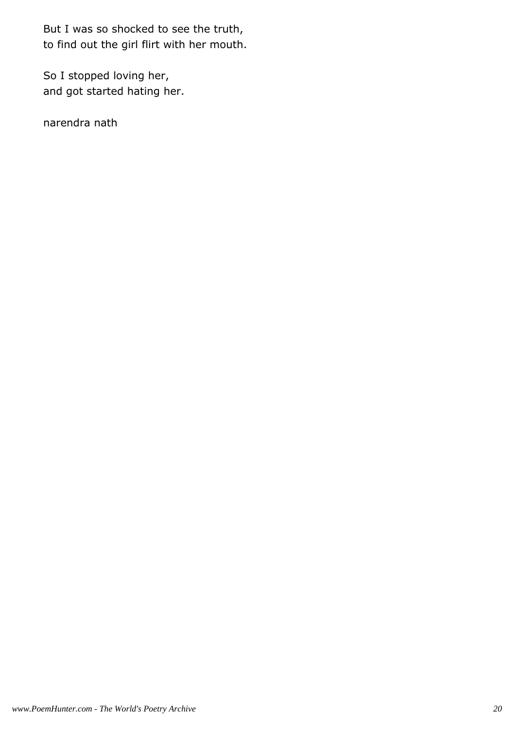But I was so shocked to see the truth,
to find out the girl flirt with her mouth.

So I stopped loving her,
and got started hating her.

narendra nath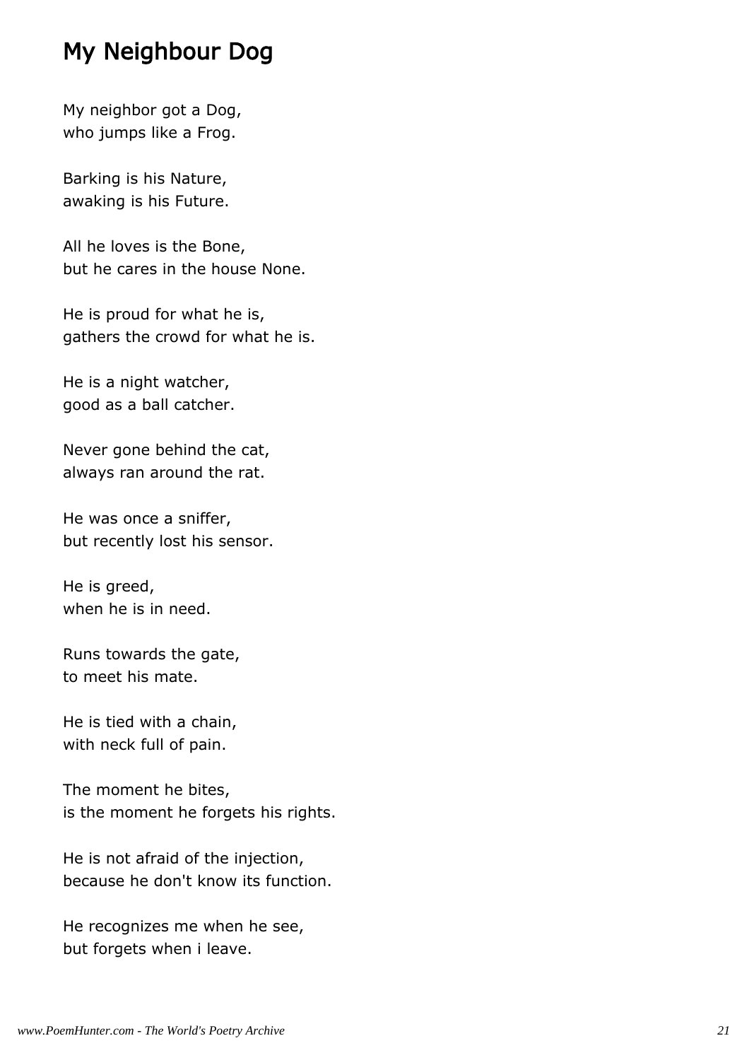## My Neighbour Dog

My neighbor got a Dog,
who jumps like a Frog.

Barking is his Nature,
awaking is his Future.

All he loves is the Bone,
but he cares in the house None.

He is proud for what he is,
gathers the crowd for what he is.

He is a night watcher,
good as a ball catcher.

Never gone behind the cat,
always ran around the rat.

He was once a sniffer,
but recently lost his sensor.

He is greed,
when he is in need.

Runs towards the gate,
to meet his mate.

He is tied with a chain,
with neck full of pain.

The moment he bites,
is the moment he forgets his rights.

He is not afraid of the injection,
because he don't know its function.

He recognizes me when he see,
but forgets when i leave.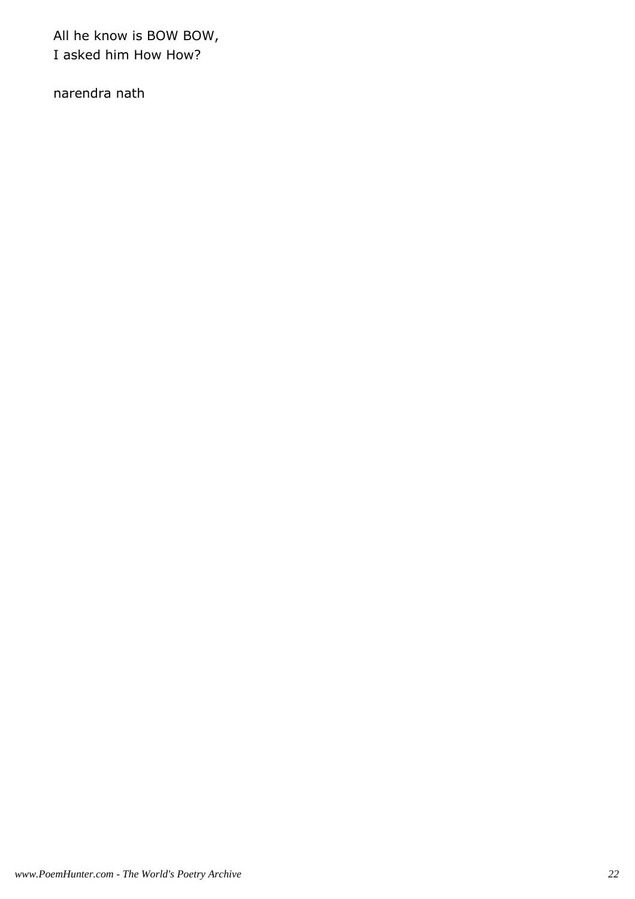All he know is BOW BOW,  
I asked him How How?

narendra nath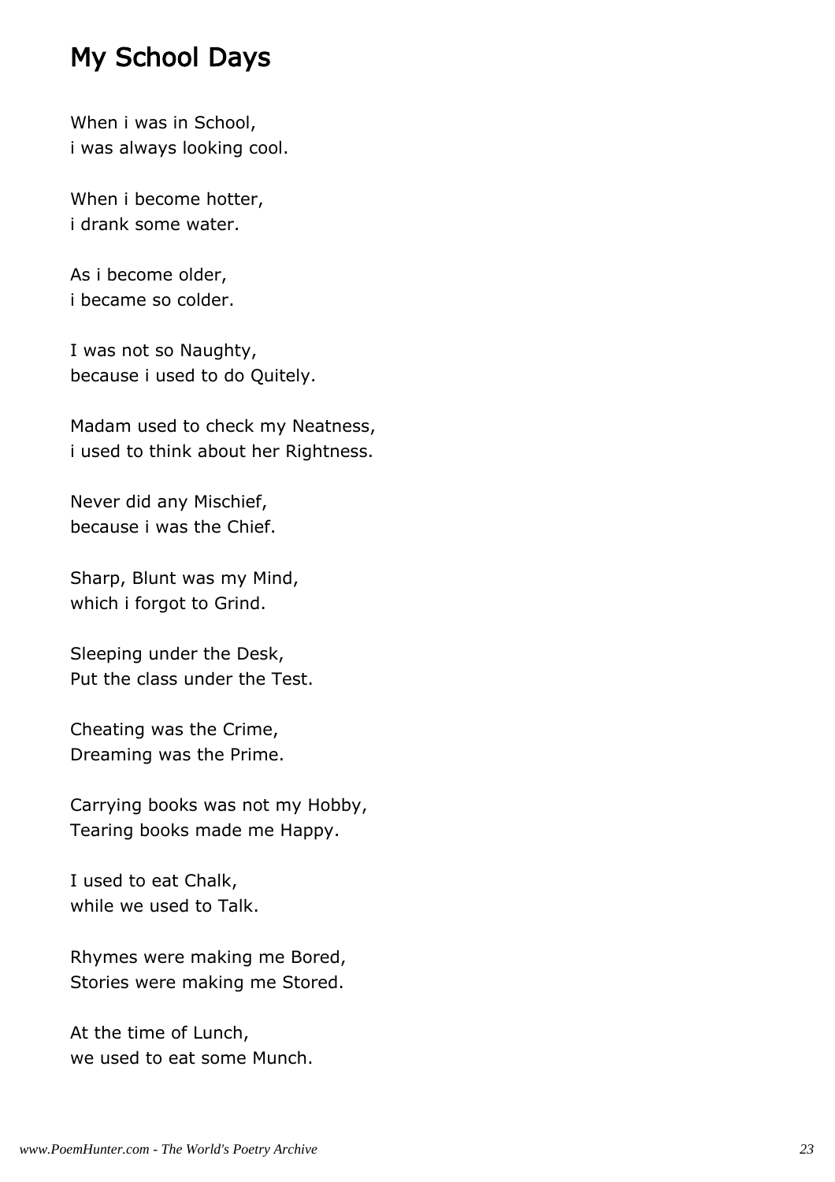## My School Days

When i was in School,
i was always looking cool.

When i become hotter,
i drank some water.

As i become older,
i became so colder.

I was not so Naughty,
because i used to do Quitely.

Madam used to check my Neatness,
i used to think about her Rightness.

Never did any Mischief,
because i was the Chief.

Sharp, Blunt was my Mind,
which i forgot to Grind.

Sleeping under the Desk,
Put the class under the Test.

Cheating was the Crime,
Dreaming was the Prime.

Carrying books was not my Hobby,
Tearing books made me Happy.

I used to eat Chalk,
while we used to Talk.

Rhymes were making me Bored,
Stories were making me Stored.

At the time of Lunch,
we used to eat some Munch.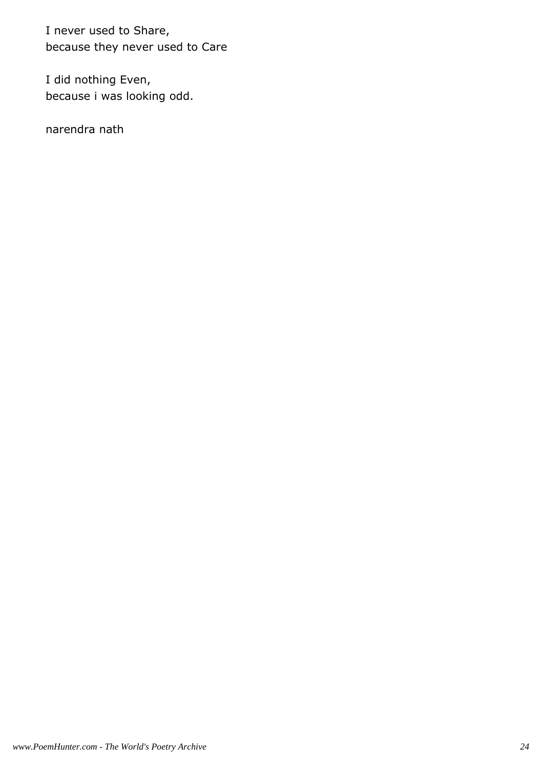I never used to Share,  
because they never used to Care

I did nothing Even,  
because i was looking odd.

narendra nath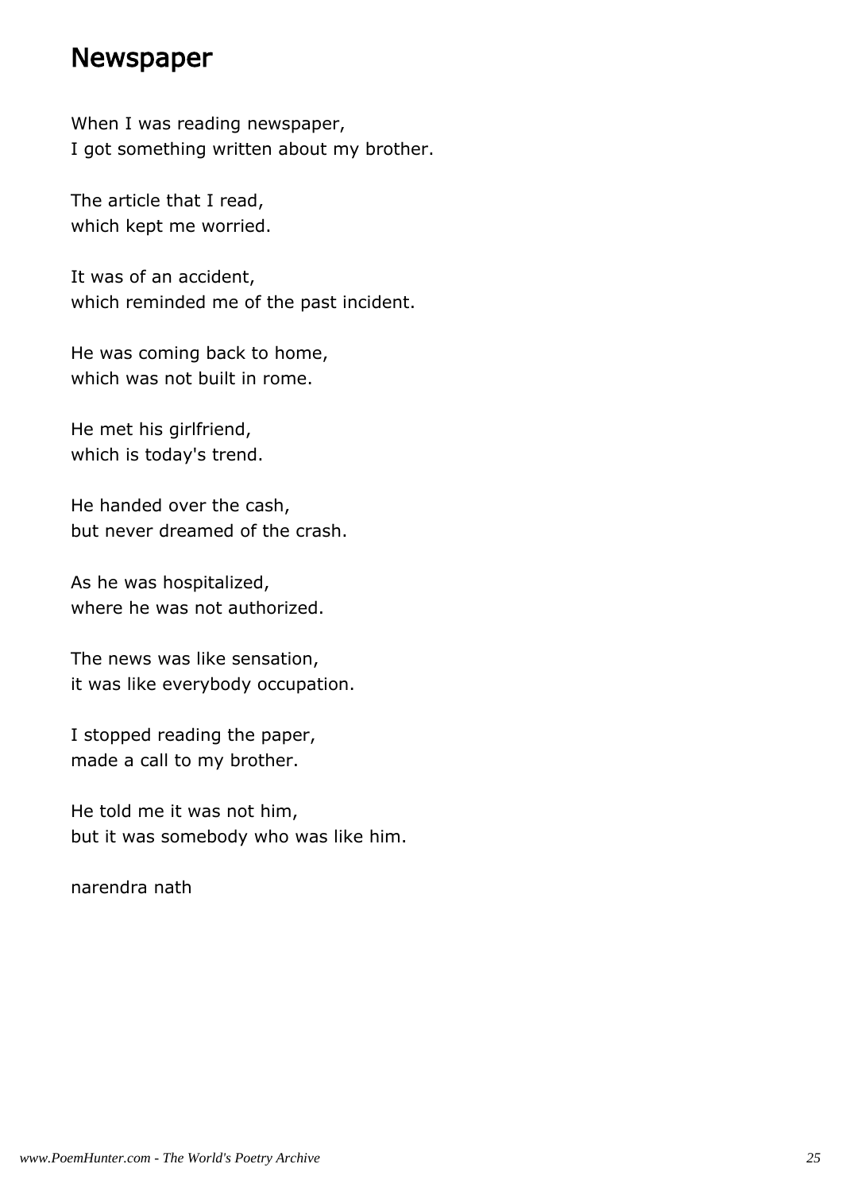## Newspaper

When I was reading newspaper,
I got something written about my brother.

The article that I read,
which kept me worried.

It was of an accident,
which reminded me of the past incident.

He was coming back to home,
which was not built in rome.

He met his girlfriend,
which is today's trend.

He handed over the cash,
but never dreamed of the crash.

As he was hospitalized,
where he was not authorized.

The news was like sensation,
it was like everybody occupation.

I stopped reading the paper,
made a call to my brother.

He told me it was not him,
but it was somebody who was like him.

narendra nath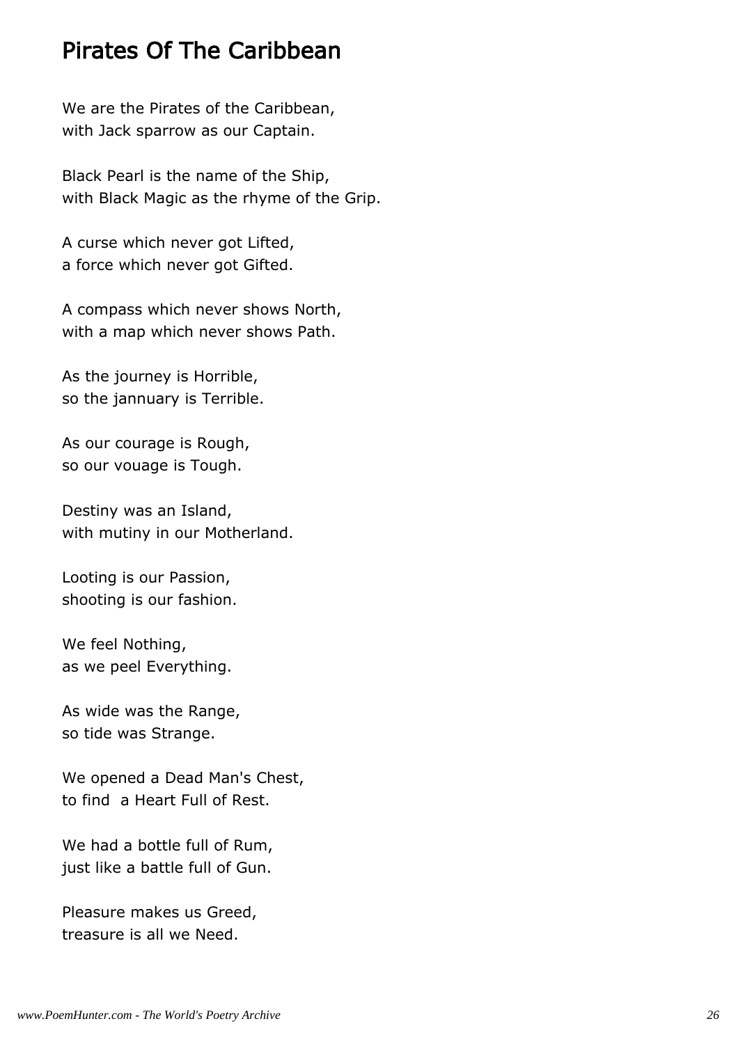# Pirates Of The Caribbean

We are the Pirates of the Caribbean,
with Jack sparrow as our Captain.

Black Pearl is the name of the Ship,
with Black Magic as the rhyme of the Grip.

A curse which never got Lifted,
a force which never got Gifted.

A compass which never shows North,
with a map which never shows Path.

As the journey is Horrible,
so the jannuary is Terrible.

As our courage is Rough,
so our vouage is Tough.

Destiny was an Island,
with mutiny in our Motherland.

Looting is our Passion,
shooting is our fashion.

We feel Nothing,
as we peel Everything.

As wide was the Range,
so tide was Strange.

We opened a Dead Man's Chest,
to find  a Heart Full of Rest.

We had a bottle full of Rum,
just like a battle full of Gun.

Pleasure makes us Greed,
treasure is all we Need.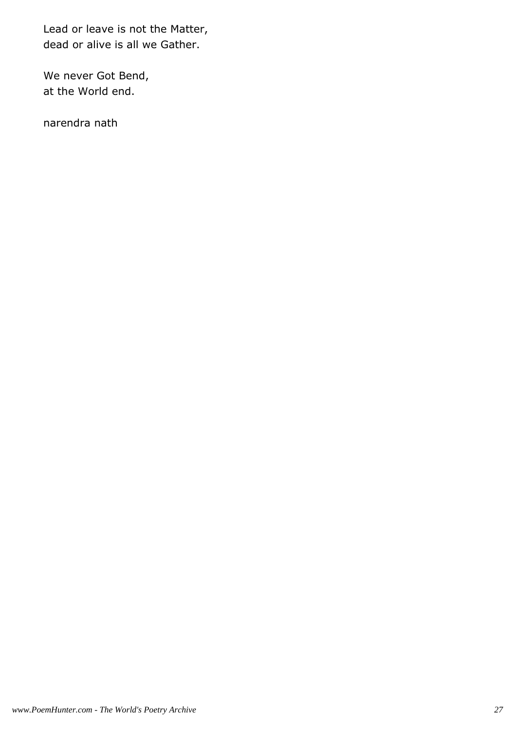Lead or leave is not the Matter,
dead or alive is all we Gather.

We never Got Bend,
at the World end.

narendra nath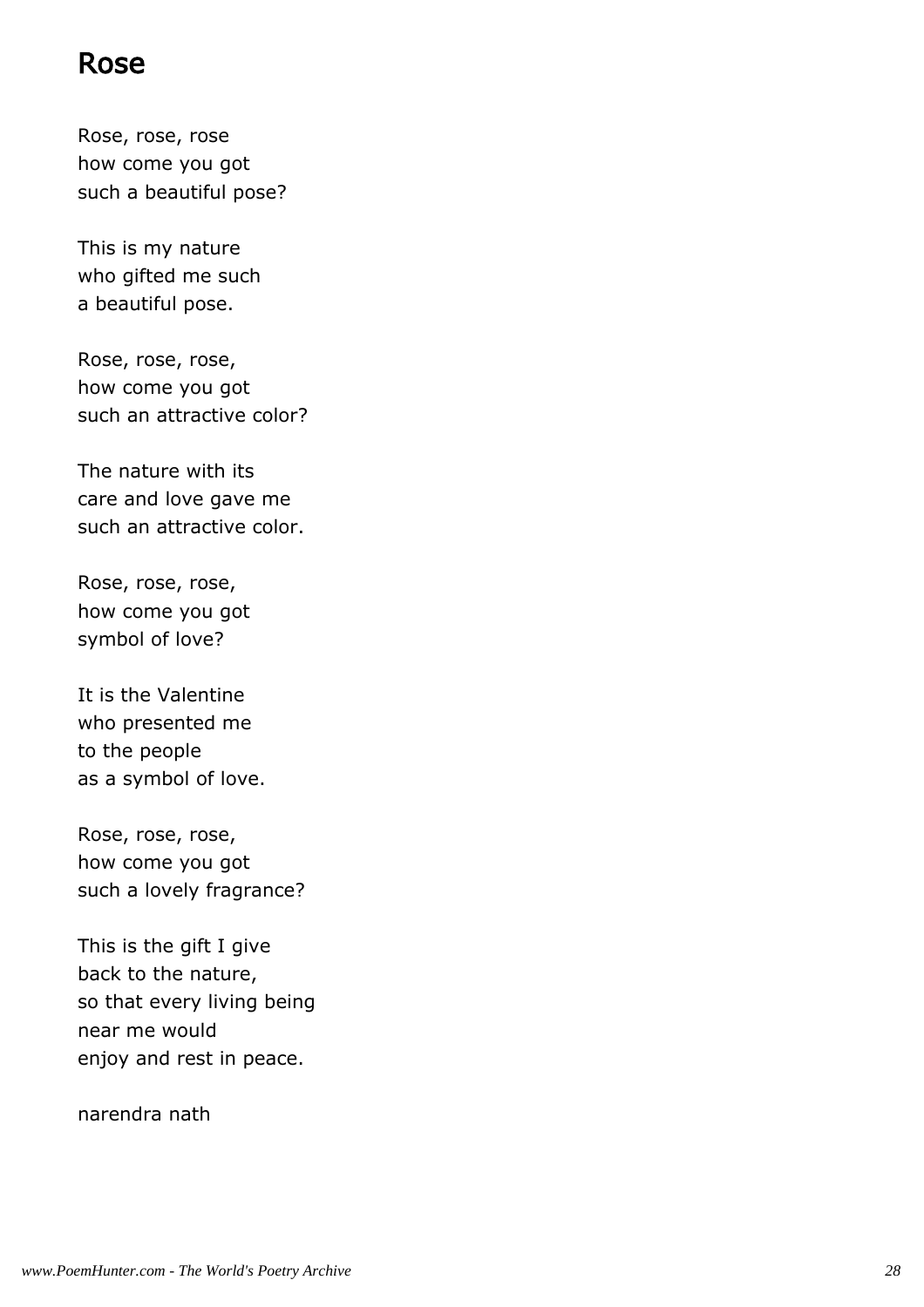# Rose

Rose, rose, rose
how come you got
such a beautiful pose?

This is my nature
who gifted me such
a beautiful pose.

Rose, rose, rose,
how come you got
such an attractive color?

The nature with its
care and love gave me
such an attractive color.

Rose, rose, rose,
how come you got
symbol of love?

It is the Valentine
who presented me
to the people
as a symbol of love.

Rose, rose, rose,
how come you got
such a lovely fragrance?

This is the gift I give
back to the nature,
so that every living being
near me would
enjoy and rest in peace.

narendra nath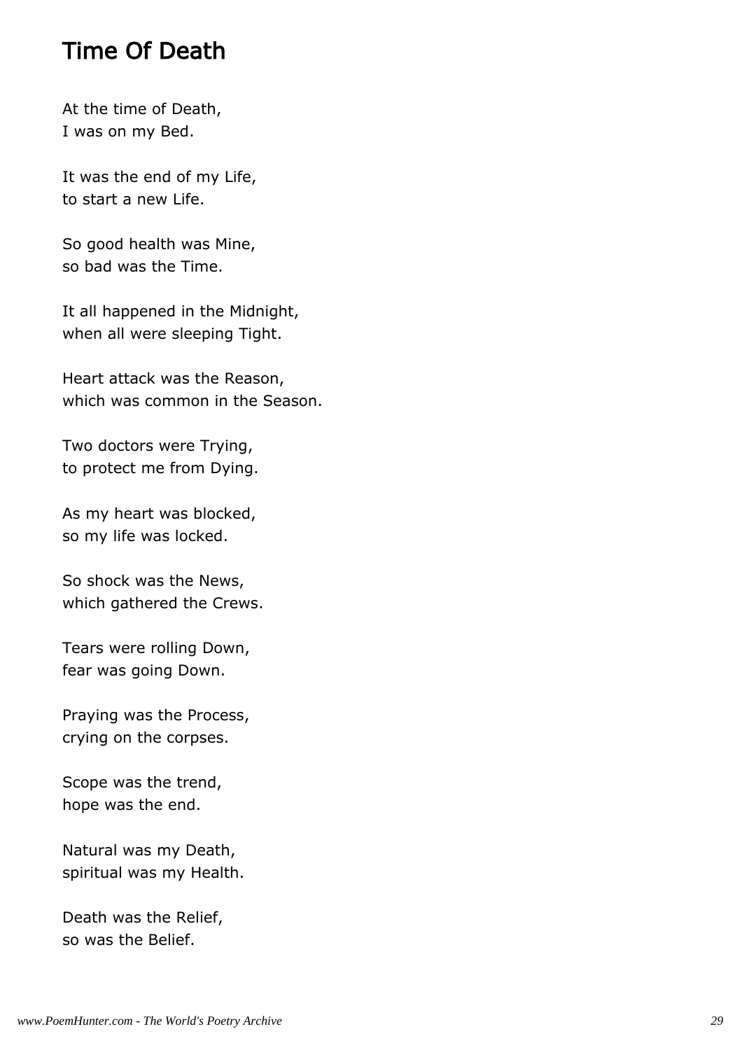# Time Of Death

At the time of Death,
I was on my Bed.

It was the end of my Life,
to start a new Life.

So good health was Mine,
so bad was the Time.

It all happened in the Midnight,
when all were sleeping Tight.

Heart attack was the Reason,
which was common in the Season.

Two doctors were Trying,
to protect me from Dying.

As my heart was blocked,
so my life was locked.

So shock was the News,
which gathered the Crews.

Tears were rolling Down,
fear was going Down.

Praying was the Process,
crying on the corpses.

Scope was the trend,
hope was the end.

Natural was my Death,
spiritual was my Health.

Death was the Relief,
so was the Belief.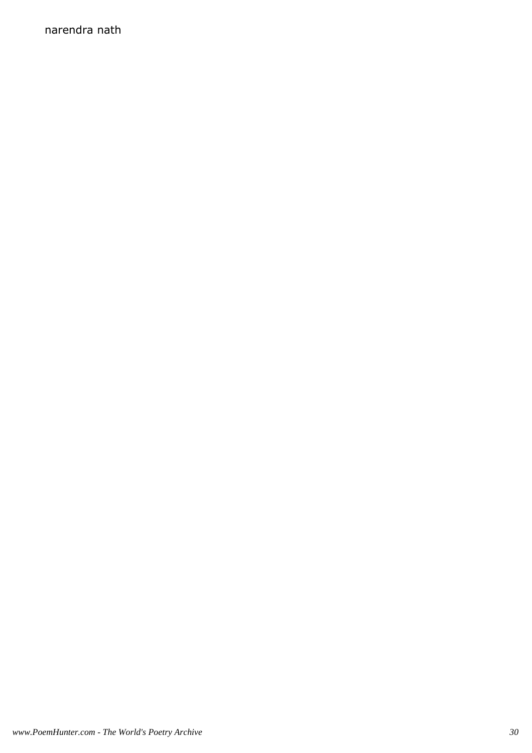narendra nath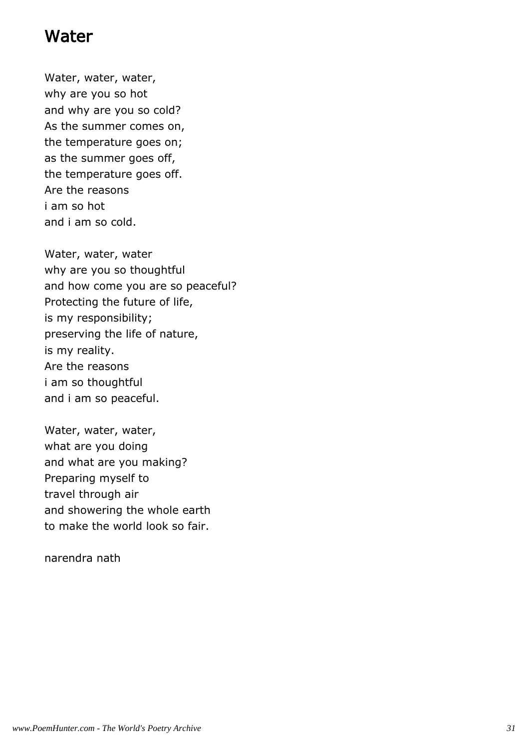# Water

Water, water, water,  
why are you so hot  
and why are you so cold?  
As the summer comes on,  
the temperature goes on;  
as the summer goes off,  
the temperature goes off.  
Are the reasons  
i am so hot  
and i am so cold.

Water, water, water  
why are you so thoughtful  
and how come you are so peaceful?  
Protecting the future of life,  
is my responsibility;  
preserving the life of nature,  
is my reality.  
Are the reasons  
i am so thoughtful  
and i am so peaceful.

Water, water, water,  
what are you doing  
and what are you making?  
Preparing myself to  
travel through air  
and showering the whole earth  
to make the world look so fair.

narendra nath